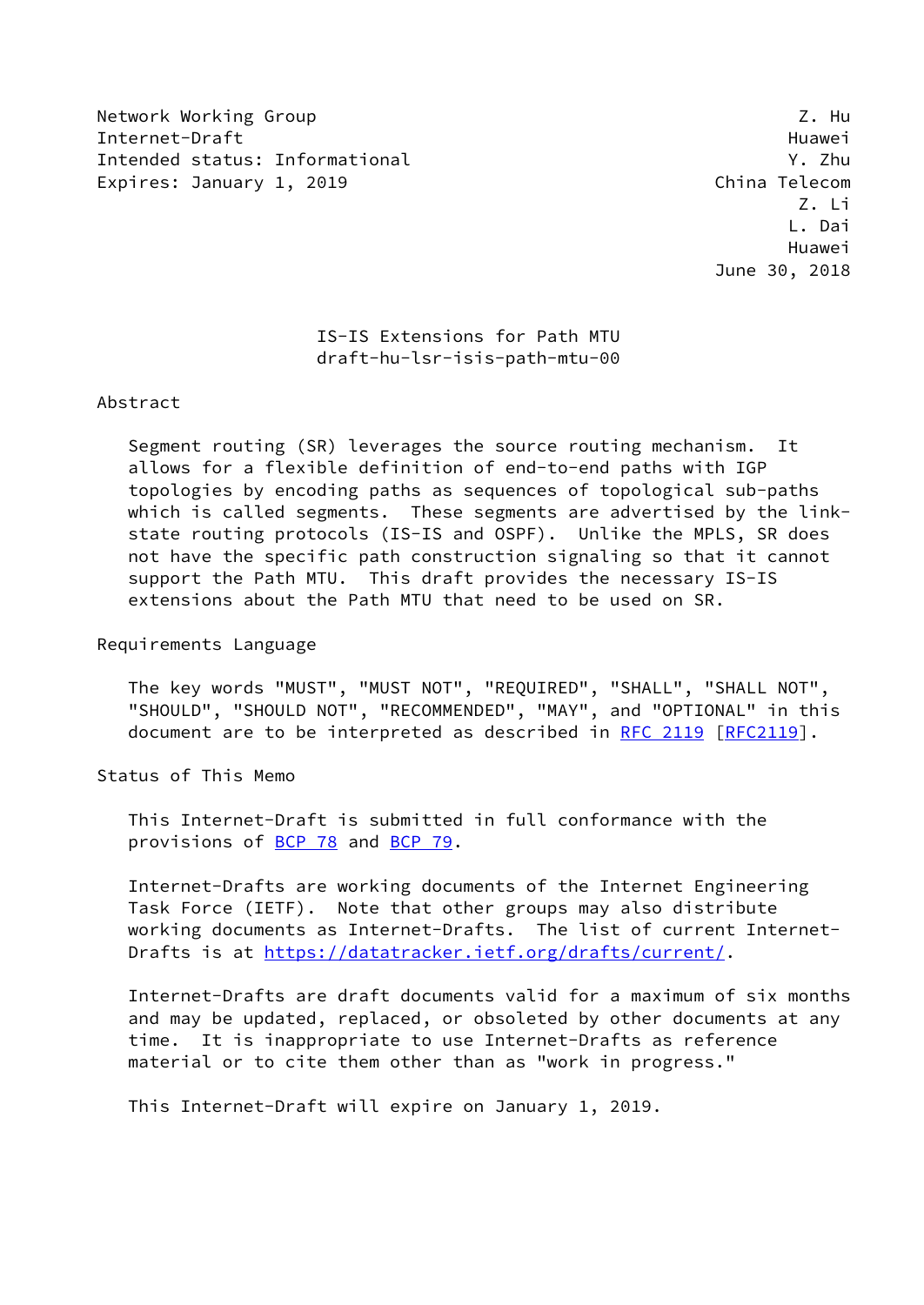Network Working Group Z. Hu
Internet-Draft Huawei
Intended status: Informational Y. Zhu
Expires: January 1, 2019 China Telecom
Z. Li
L. Dai
Huawei
June 30, 2018

# IS-IS Extensions for Path MTU
draft-hu-lsr-isis-path-mtu-00

## Abstract

Segment routing (SR) leverages the source routing mechanism. It allows for a flexible definition of end-to-end paths with IGP topologies by encoding paths as sequences of topological sub-paths which is called segments. These segments are advertised by the link-state routing protocols (IS-IS and OSPF). Unlike the MPLS, SR does not have the specific path construction signaling so that it cannot support the Path MTU. This draft provides the necessary IS-IS extensions about the Path MTU that need to be used on SR.

## Requirements Language

The key words "MUST", "MUST NOT", "REQUIRED", "SHALL", "SHALL NOT", "SHOULD", "SHOULD NOT", "RECOMMENDED", "MAY", and "OPTIONAL" in this document are to be interpreted as described in RFC 2119 [RFC2119].

## Status of This Memo

This Internet-Draft is submitted in full conformance with the provisions of BCP 78 and BCP 79.

Internet-Drafts are working documents of the Internet Engineering Task Force (IETF). Note that other groups may also distribute working documents as Internet-Drafts. The list of current Internet-Drafts is at https://datatracker.ietf.org/drafts/current/.

Internet-Drafts are draft documents valid for a maximum of six months and may be updated, replaced, or obsoleted by other documents at any time. It is inappropriate to use Internet-Drafts as reference material or to cite them other than as "work in progress."

This Internet-Draft will expire on January 1, 2019.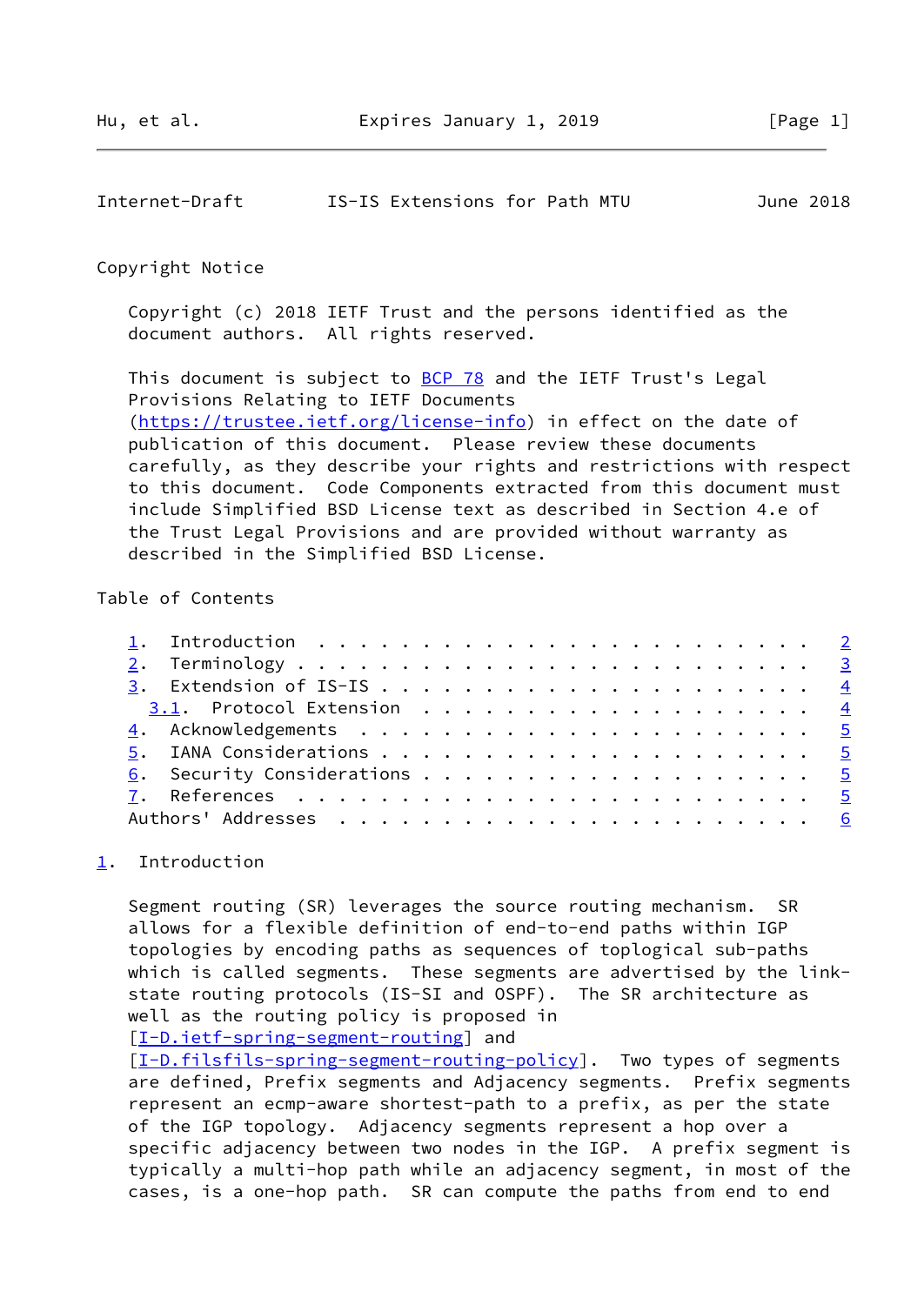## Copyright Notice

Copyright (c) 2018 IETF Trust and the persons identified as the document authors. All rights reserved.

This document is subject to BCP 78 and the IETF Trust's Legal Provisions Relating to IETF Documents (https://trustee.ietf.org/license-info) in effect on the date of publication of this document. Please review these documents carefully, as they describe your rights and restrictions with respect to this document. Code Components extracted from this document must include Simplified BSD License text as described in Section 4.e of the Trust Legal Provisions and are provided without warranty as described in the Simplified BSD License.

## Table of Contents

```
   1.  Introduction . . . . . . . . . . . . . . . . . . . . . . . .   2
   2.  Terminology  . . . . . . . . . . . . . . . . . . . . . . . .   3
   3.  Extendsion of IS-IS  . . . . . . . . . . . . . . . . . . . .   4
     3.1.  Protocol Extension . . . . . . . . . . . . . . . . . . .   4
   4.  Acknowledgements . . . . . . . . . . . . . . . . . . . . . .   5
   5.  IANA Considerations  . . . . . . . . . . . . . . . . . . . .   5
   6.  Security Considerations  . . . . . . . . . . . . . . . . . .   5
   7.  References . . . . . . . . . . . . . . . . . . . . . . . . .   5
   Authors' Addresses . . . . . . . . . . . . . . . . . . . . . . .   6
```

## 1. Introduction

Segment routing (SR) leverages the source routing mechanism. SR allows for a flexible definition of end-to-end paths within IGP topologies by encoding paths as sequences of toplogical sub-paths which is called segments. These segments are advertised by the link-state routing protocols (IS-SI and OSPF). The SR architecture as well as the routing policy is proposed in [I-D.ietf-spring-segment-routing] and [I-D.filsfils-spring-segment-routing-policy]. Two types of segments are defined, Prefix segments and Adjacency segments. Prefix segments represent an ecmp-aware shortest-path to a prefix, as per the state of the IGP topology. Adjacency segments represent a hop over a specific adjacency between two nodes in the IGP. A prefix segment is typically a multi-hop path while an adjacency segment, in most of the cases, is a one-hop path. SR can compute the paths from end to end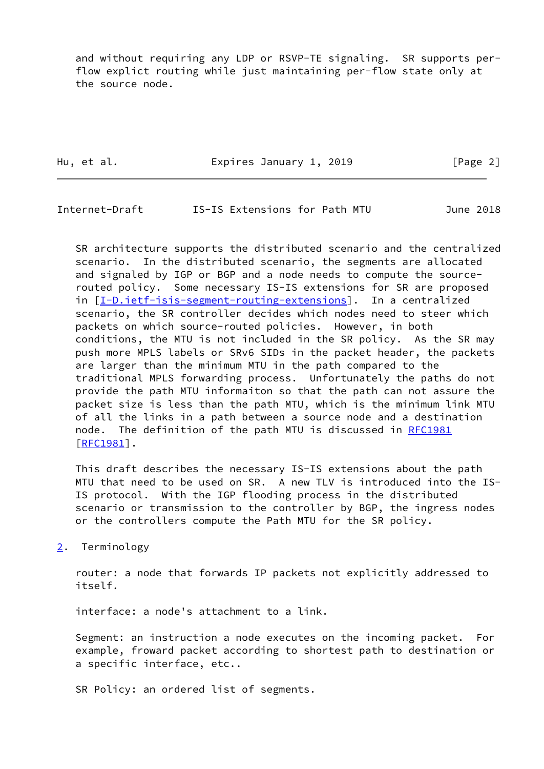and without requiring any LDP or RSVP-TE signaling. SR supports per-flow explicit routing while just maintaining per-flow state only at the source node.

SR architecture supports the distributed scenario and the centralized scenario. In the distributed scenario, the segments are allocated and signaled by IGP or BGP and a node needs to compute the source-routed policy. Some necessary IS-IS extensions for SR are proposed in [I-D.ietf-isis-segment-routing-extensions]. In a centralized scenario, the SR controller decides which nodes need to steer which packets on which source-routed policies. However, in both conditions, the MTU is not included in the SR policy. As the SR may push more MPLS labels or SRv6 SIDs in the packet header, the packets are larger than the minimum MTU in the path compared to the traditional MPLS forwarding process. Unfortunately the paths do not provide the path MTU informaiton so that the path can not assure the packet size is less than the path MTU, which is the minimum link MTU of all the links in a path between a source node and a destination node. The definition of the path MTU is discussed in RFC1981 [RFC1981].

This draft describes the necessary IS-IS extensions about the path MTU that need to be used on SR. A new TLV is introduced into the IS-IS protocol. With the IGP flooding process in the distributed scenario or transmission to the controller by BGP, the ingress nodes or the controllers compute the Path MTU for the SR policy.

## 2. Terminology

router: a node that forwards IP packets not explicitly addressed to itself.

interface: a node's attachment to a link.

Segment: an instruction a node executes on the incoming packet. For example, froward packet according to shortest path to destination or a specific interface, etc..

SR Policy: an ordered list of segments.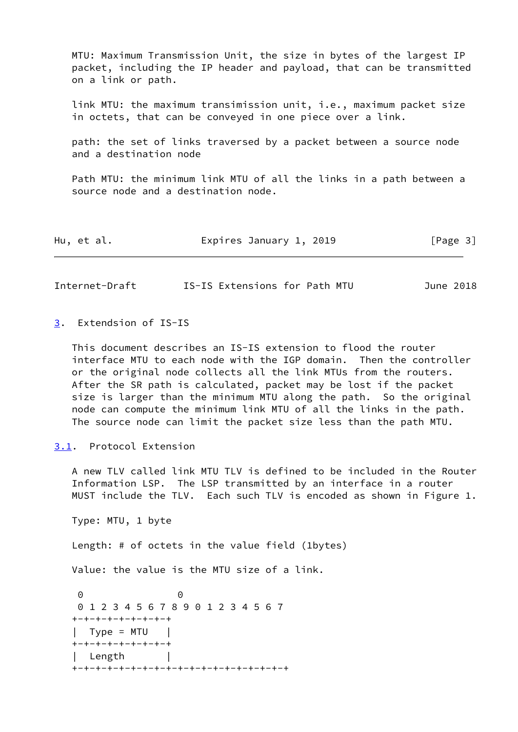MTU: Maximum Transmission Unit, the size in bytes of the largest IP packet, including the IP header and payload, that can be transmitted on a link or path.

link MTU: the maximum transimission unit, i.e., maximum packet size in octets, that can be conveyed in one piece over a link.

path: the set of links traversed by a packet between a source node and a destination node

Path MTU: the minimum link MTU of all the links in a path between a source node and a destination node.

## 3. Extendsion of IS-IS

This document describes an IS-IS extension to flood the router interface MTU to each node with the IGP domain. Then the controller or the original node collects all the link MTUs from the routers. After the SR path is calculated, packet may be lost if the packet size is larger than the minimum MTU along the path. So the original node can compute the minimum link MTU of all the links in the path. The source node can limit the packet size less than the path MTU.

### 3.1. Protocol Extension

A new TLV called link MTU TLV is defined to be included in the Router Information LSP. The LSP transmitted by an interface in a router MUST include the TLV. Each such TLV is encoded as shown in Figure 1.

Type: MTU, 1 byte

Length: # of octets in the value field (1bytes)

Value: the value is the MTU size of a link.

```
 0                 0
 0 1 2 3 4 5 6 7 8 9 0 1 2 3 4 5 6 7
+-+-+-+-+-+-+-+-+
|  Type = MTU   |
+-+-+-+-+-+-+-+-+
|  Length       |
+-+-+-+-+-+-+-+-+-+-+-+-+-+-+-+-+-+-+
```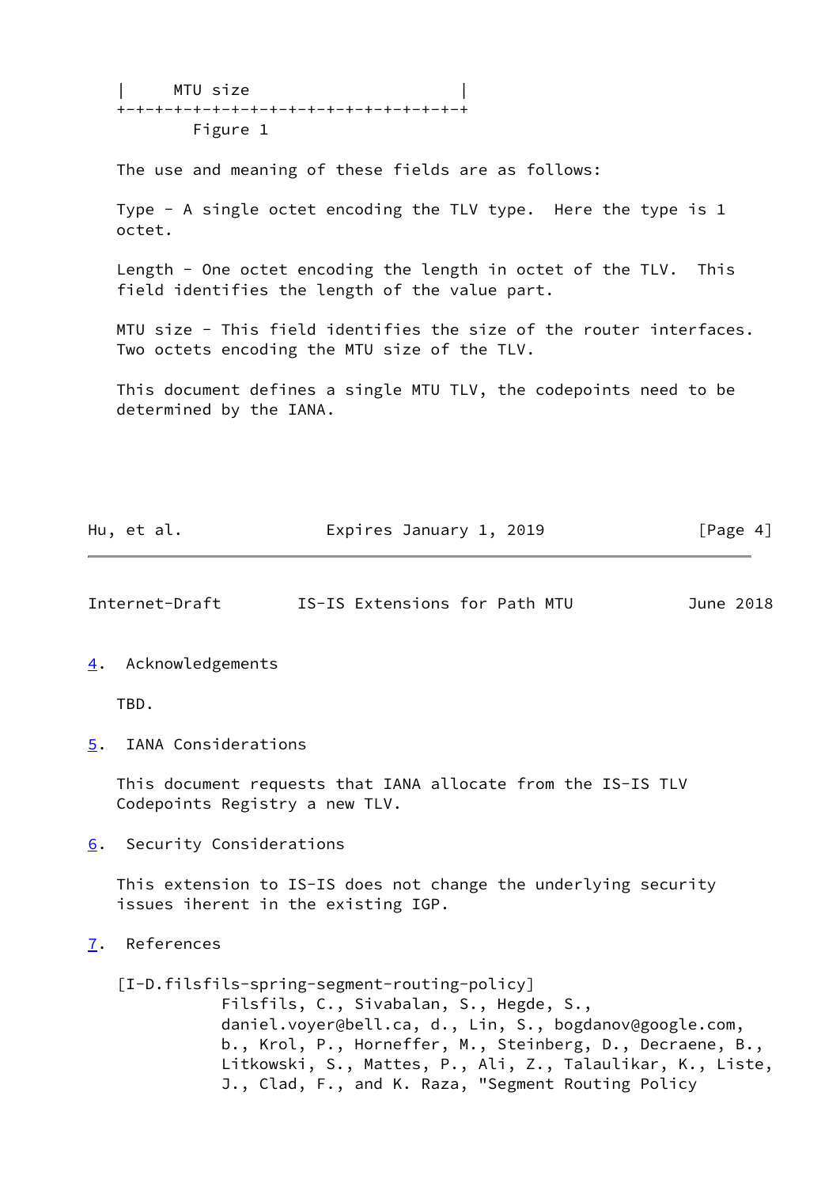```
   |     MTU size                  |
   +-+-+-+-+-+-+-+-+-+-+-+-+-+-+-+-+
          Figure 1
```

The use and meaning of these fields are as follows:

Type - A single octet encoding the TLV type. Here the type is 1 octet.

Length - One octet encoding the length in octet of the TLV. This field identifies the length of the value part.

MTU size - This field identifies the size of the router interfaces. Two octets encoding the MTU size of the TLV.

This document defines a single MTU TLV, the codepoints need to be determined by the IANA.

## 4. Acknowledgements

TBD.

## 5. IANA Considerations

This document requests that IANA allocate from the IS-IS TLV Codepoints Registry a new TLV.

## 6. Security Considerations

This extension to IS-IS does not change the underlying security issues iherent in the existing IGP.

## 7. References

[I-D.filsfils-spring-segment-routing-policy]
Filsfils, C., Sivabalan, S., Hegde, S., daniel.voyer@bell.ca, d., Lin, S., bogdanov@google.com, b., Krol, P., Horneffer, M., Steinberg, D., Decraene, B., Litkowski, S., Mattes, P., Ali, Z., Talaulikar, K., Liste, J., Clad, F., and K. Raza, "Segment Routing Policy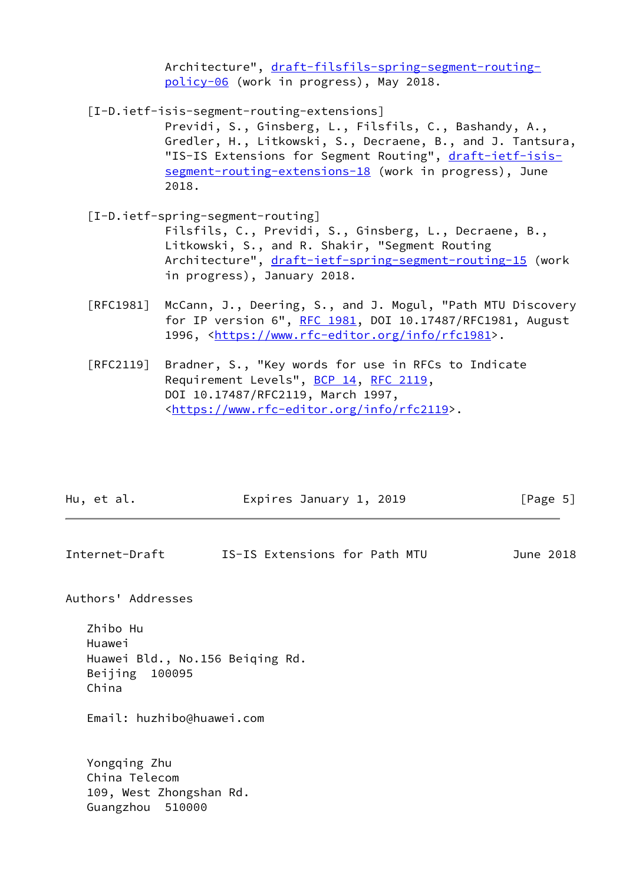Architecture", draft-filsfils-spring-segment-routing-policy-06 (work in progress), May 2018.

[I-D.ietf-isis-segment-routing-extensions]
Previdi, S., Ginsberg, L., Filsfils, C., Bashandy, A., Gredler, H., Litkowski, S., Decraene, B., and J. Tantsura, "IS-IS Extensions for Segment Routing", draft-ietf-isis-segment-routing-extensions-18 (work in progress), June 2018.

[I-D.ietf-spring-segment-routing]
Filsfils, C., Previdi, S., Ginsberg, L., Decraene, B., Litkowski, S., and R. Shakir, "Segment Routing Architecture", draft-ietf-spring-segment-routing-15 (work in progress), January 2018.

[RFC1981] McCann, J., Deering, S., and J. Mogul, "Path MTU Discovery for IP version 6", RFC 1981, DOI 10.17487/RFC1981, August 1996, <https://www.rfc-editor.org/info/rfc1981>.

[RFC2119] Bradner, S., "Key words for use in RFCs to Indicate Requirement Levels", BCP 14, RFC 2119, DOI 10.17487/RFC2119, March 1997, <https://www.rfc-editor.org/info/rfc2119>.

## Authors' Addresses

Zhibo Hu
Huawei
Huawei Bld., No.156 Beiqing Rd.
Beijing 100095
China

Email: huzhibo@huawei.com

Yongqing Zhu
China Telecom
109, West Zhongshan Rd.
Guangzhou 510000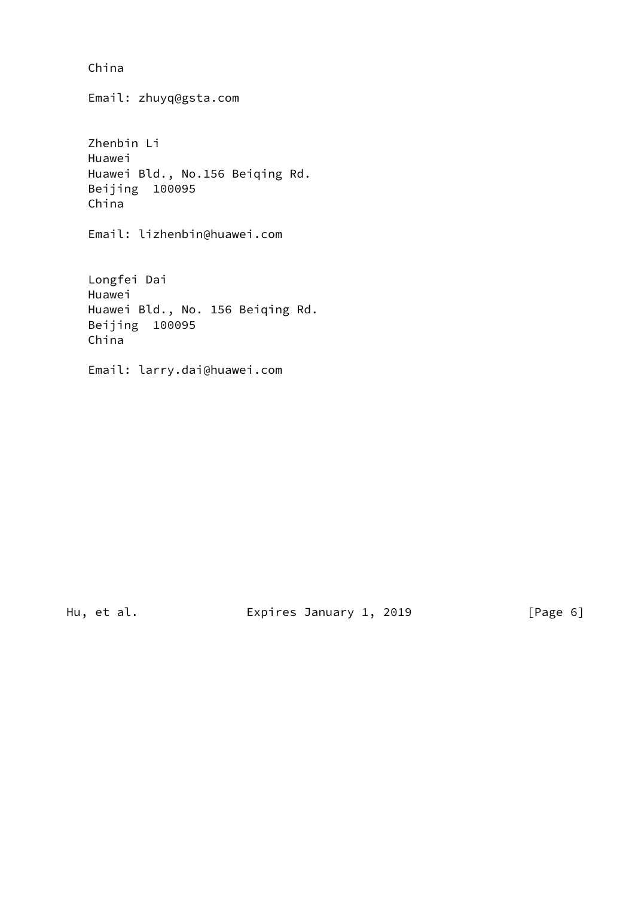China

Email: zhuyq@gsta.com

Zhenbin Li
Huawei
Huawei Bld., No.156 Beiqing Rd.
Beijing  100095
China

Email: lizhenbin@huawei.com

Longfei Dai
Huawei
Huawei Bld., No. 156 Beiqing Rd.
Beijing  100095
China

Email: larry.dai@huawei.com